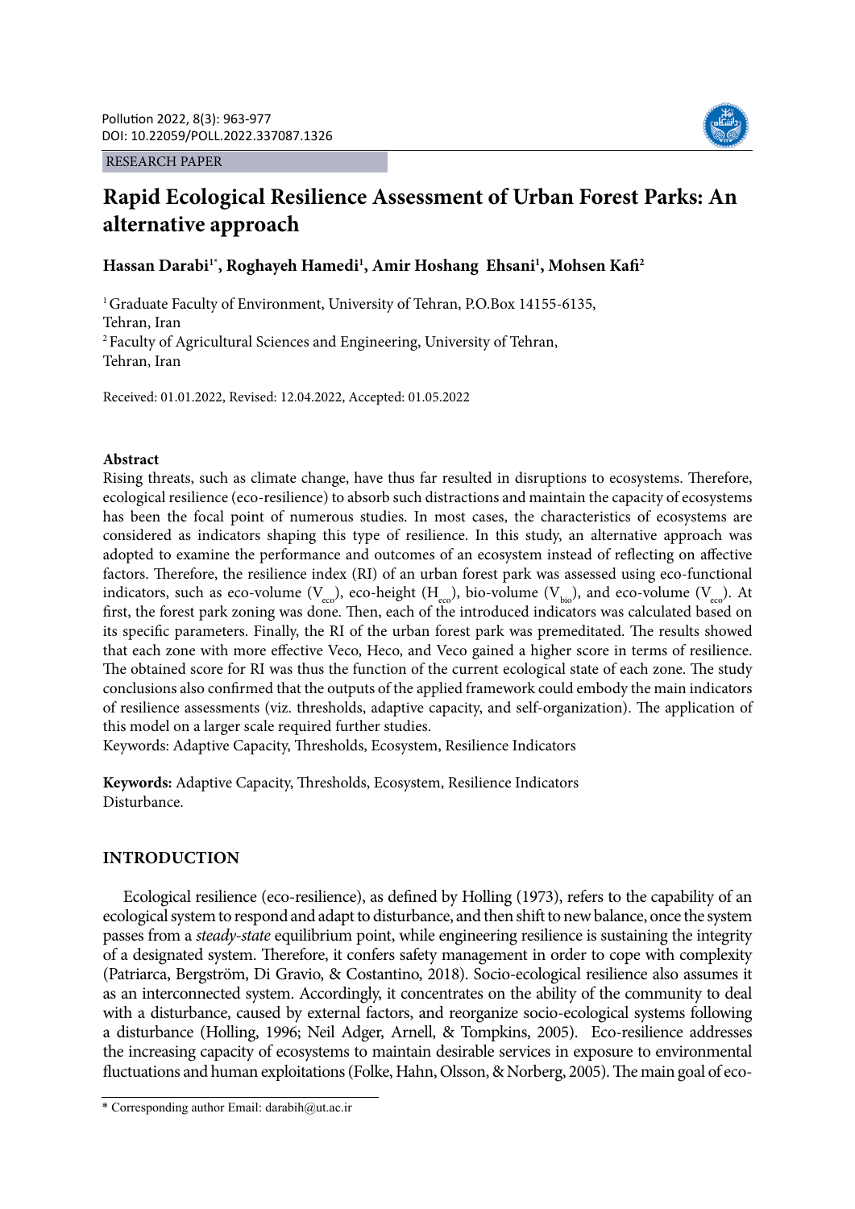RESEARCH PAPER

# Rapid Ecological Resilience Assessment of Urban Forest Parks: An alternative approach

**Hassan Darabi[1*], Roghayeh Hamedi[1], Amir Hoshang Ehsani[1], Mohsen Kafi[2]**

[1] Graduate Faculty of Environment, University of Tehran, P.O.Box 14155-6135, Tehran, Iran

[2] Faculty of Agricultural Sciences and Engineering, University of Tehran, Tehran, Iran

Received: 01.01.2022, Revised: 12.04.2022, Accepted: 01.05.2022

## Abstract

Rising threats, such as climate change, have thus far resulted in disruptions to ecosystems. Therefore, ecological resilience (eco-resilience) to absorb such distractions and maintain the capacity of ecosystems has been the focal point of numerous studies. In most cases, the characteristics of ecosystems are considered as indicators shaping this type of resilience. In this study, an alternative approach was adopted to examine the performance and outcomes of an ecosystem instead of reflecting on affective factors. Therefore, the resilience index (RI) of an urban forest park was assessed using eco-functional indicators, such as eco-volume ($V_{eco}$), eco-height ($H_{eco}$), bio-volume ($V_{bio}$), and eco-volume ($V_{eco}$). At first, the forest park zoning was done. Then, each of the introduced indicators was calculated based on its specific parameters. Finally, the RI of the urban forest park was premeditated. The results showed that each zone with more effective Veco, Heco, and Veco gained a higher score in terms of resilience. The obtained score for RI was thus the function of the current ecological state of each zone. The study conclusions also confirmed that the outputs of the applied framework could embody the main indicators of resilience assessments (viz. thresholds, adaptive capacity, and self-organization). The application of this model on a larger scale required further studies.

Keywords: Adaptive Capacity, Thresholds, Ecosystem, Resilience Indicators

**Keywords:** Adaptive Capacity, Thresholds, Ecosystem, Resilience Indicators Disturbance.

## INTRODUCTION

Ecological resilience (eco-resilience), as defined by Holling (1973), refers to the capability of an ecological system to respond and adapt to disturbance, and then shift to new balance, once the system passes from a *steady-state* equilibrium point, while engineering resilience is sustaining the integrity of a designated system. Therefore, it confers safety management in order to cope with complexity (Patriarca, Bergström, Di Gravio, & Costantino, 2018). Socio-ecological resilience also assumes it as an interconnected system. Accordingly, it concentrates on the ability of the community to deal with a disturbance, caused by external factors, and reorganize socio-ecological systems following a disturbance (Holling, 1996; Neil Adger, Arnell, & Tompkins, 2005). Eco-resilience addresses the increasing capacity of ecosystems to maintain desirable services in exposure to environmental fluctuations and human exploitations (Folke, Hahn, Olsson, & Norberg, 2005). The main goal of eco-

* Corresponding author Email: darabih@ut.ac.ir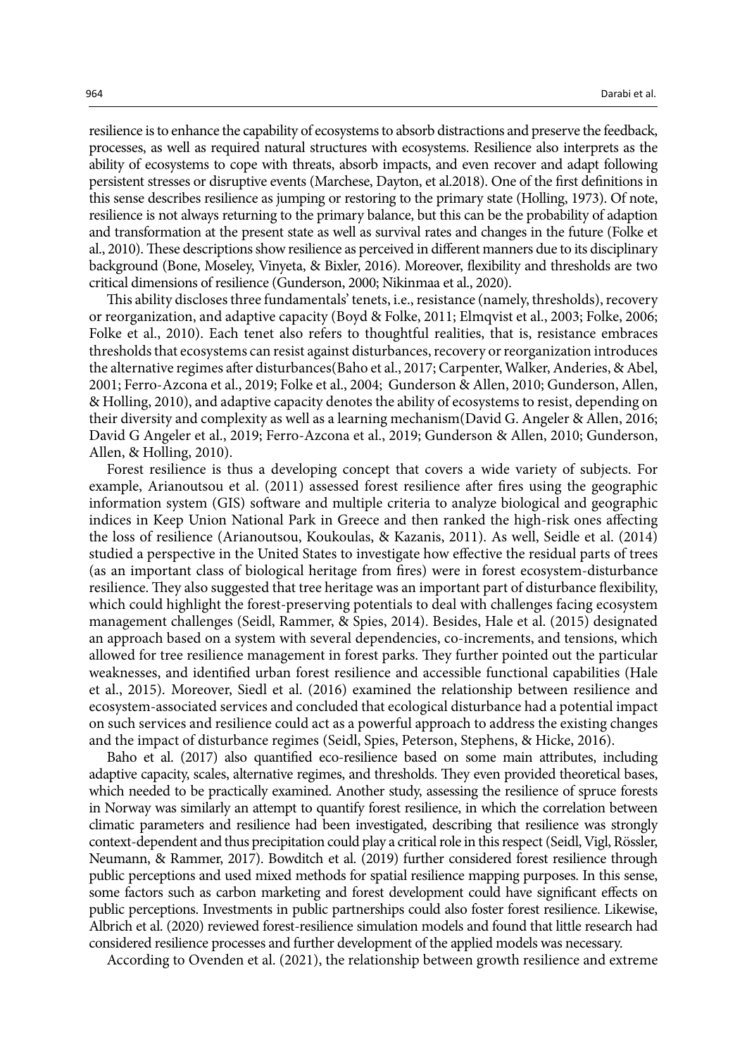resilience is to enhance the capability of ecosystems to absorb distractions and preserve the feedback, processes, as well as required natural structures with ecosystems. Resilience also interprets as the ability of ecosystems to cope with threats, absorb impacts, and even recover and adapt following persistent stresses or disruptive events (Marchese, Dayton, et al.2018). One of the first definitions in this sense describes resilience as jumping or restoring to the primary state (Holling, 1973). Of note, resilience is not always returning to the primary balance, but this can be the probability of adaption and transformation at the present state as well as survival rates and changes in the future (Folke et al., 2010). These descriptions show resilience as perceived in different manners due to its disciplinary background (Bone, Moseley, Vinyeta, & Bixler, 2016). Moreover, flexibility and thresholds are two critical dimensions of resilience (Gunderson, 2000; Nikinmaa et al., 2020).

This ability discloses three fundamentals' tenets, i.e., resistance (namely, thresholds), recovery or reorganization, and adaptive capacity (Boyd & Folke, 2011; Elmqvist et al., 2003; Folke, 2006; Folke et al., 2010). Each tenet also refers to thoughtful realities, that is, resistance embraces thresholds that ecosystems can resist against disturbances, recovery or reorganization introduces the alternative regimes after disturbances(Baho et al., 2017; Carpenter, Walker, Anderies, & Abel, 2001; Ferro-Azcona et al., 2019; Folke et al., 2004; Gunderson & Allen, 2010; Gunderson, Allen, & Holling, 2010), and adaptive capacity denotes the ability of ecosystems to resist, depending on their diversity and complexity as well as a learning mechanism(David G. Angeler & Allen, 2016; David G Angeler et al., 2019; Ferro-Azcona et al., 2019; Gunderson & Allen, 2010; Gunderson, Allen, & Holling, 2010).

Forest resilience is thus a developing concept that covers a wide variety of subjects. For example, Arianoutsou et al. (2011) assessed forest resilience after fires using the geographic information system (GIS) software and multiple criteria to analyze biological and geographic indices in Keep Union National Park in Greece and then ranked the high-risk ones affecting the loss of resilience (Arianoutsou, Koukoulas, & Kazanis, 2011). As well, Seidle et al. (2014) studied a perspective in the United States to investigate how effective the residual parts of trees (as an important class of biological heritage from fires) were in forest ecosystem-disturbance resilience. They also suggested that tree heritage was an important part of disturbance flexibility, which could highlight the forest-preserving potentials to deal with challenges facing ecosystem management challenges (Seidl, Rammer, & Spies, 2014). Besides, Hale et al. (2015) designated an approach based on a system with several dependencies, co-increments, and tensions, which allowed for tree resilience management in forest parks. They further pointed out the particular weaknesses, and identified urban forest resilience and accessible functional capabilities (Hale et al., 2015). Moreover, Siedl et al. (2016) examined the relationship between resilience and ecosystem-associated services and concluded that ecological disturbance had a potential impact on such services and resilience could act as a powerful approach to address the existing changes and the impact of disturbance regimes (Seidl, Spies, Peterson, Stephens, & Hicke, 2016).

Baho et al. (2017) also quantified eco-resilience based on some main attributes, including adaptive capacity, scales, alternative regimes, and thresholds. They even provided theoretical bases, which needed to be practically examined. Another study, assessing the resilience of spruce forests in Norway was similarly an attempt to quantify forest resilience, in which the correlation between climatic parameters and resilience had been investigated, describing that resilience was strongly context-dependent and thus precipitation could play a critical role in this respect (Seidl, Vigl, Rössler, Neumann, & Rammer, 2017). Bowditch et al. (2019) further considered forest resilience through public perceptions and used mixed methods for spatial resilience mapping purposes. In this sense, some factors such as carbon marketing and forest development could have significant effects on public perceptions. Investments in public partnerships could also foster forest resilience. Likewise, Albrich et al. (2020) reviewed forest-resilience simulation models and found that little research had considered resilience processes and further development of the applied models was necessary.

According to Ovenden et al. (2021), the relationship between growth resilience and extreme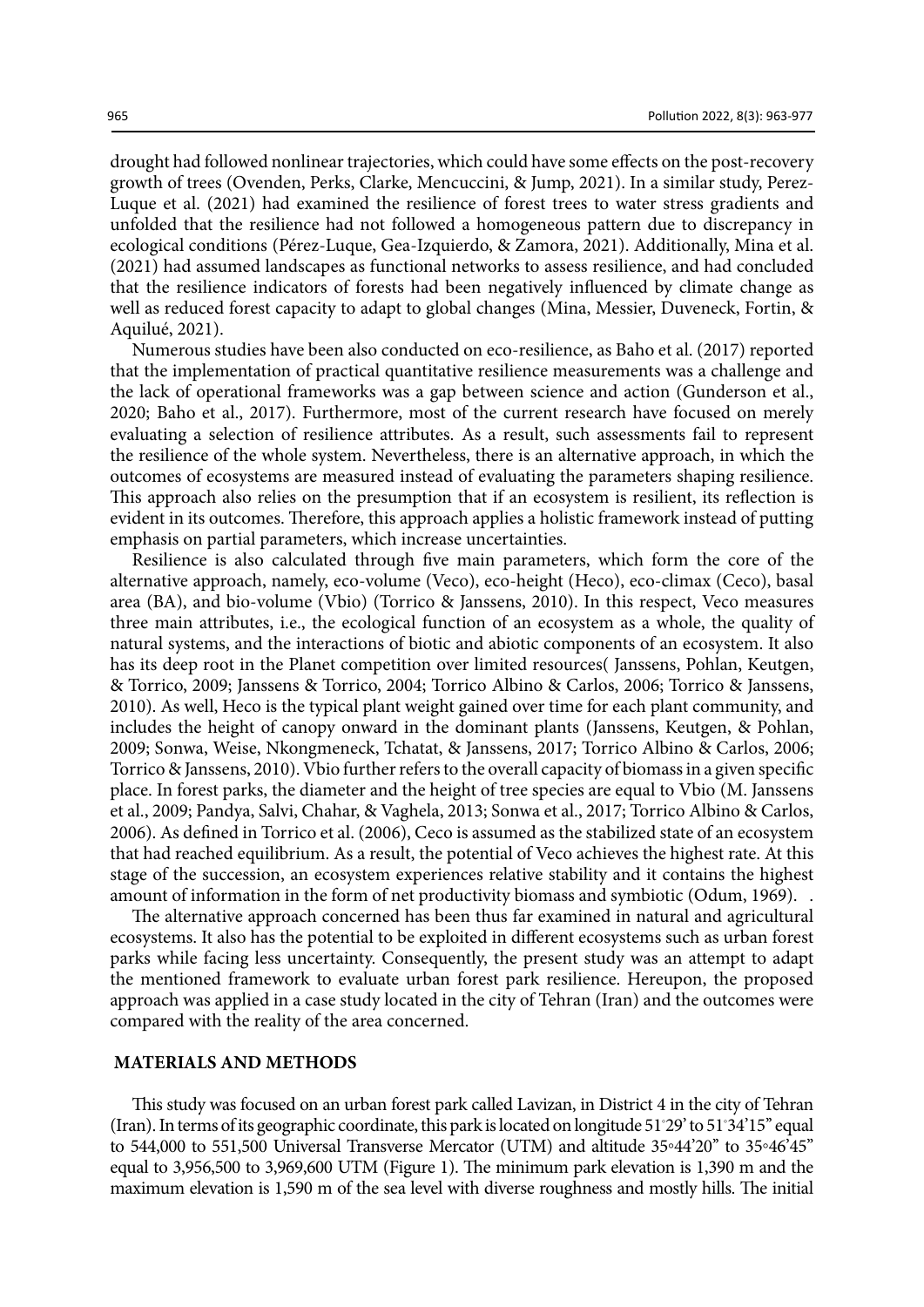drought had followed nonlinear trajectories, which could have some effects on the post-recovery growth of trees (Ovenden, Perks, Clarke, Mencuccini, & Jump, 2021). In a similar study, Perez-Luque et al. (2021) had examined the resilience of forest trees to water stress gradients and unfolded that the resilience had not followed a homogeneous pattern due to discrepancy in ecological conditions (Pérez-Luque, Gea-Izquierdo, & Zamora, 2021). Additionally, Mina et al. (2021) had assumed landscapes as functional networks to assess resilience, and had concluded that the resilience indicators of forests had been negatively influenced by climate change as well as reduced forest capacity to adapt to global changes (Mina, Messier, Duveneck, Fortin, & Aquilué, 2021).

Numerous studies have been also conducted on eco-resilience, as Baho et al. (2017) reported that the implementation of practical quantitative resilience measurements was a challenge and the lack of operational frameworks was a gap between science and action (Gunderson et al., 2020; Baho et al., 2017). Furthermore, most of the current research have focused on merely evaluating a selection of resilience attributes. As a result, such assessments fail to represent the resilience of the whole system. Nevertheless, there is an alternative approach, in which the outcomes of ecosystems are measured instead of evaluating the parameters shaping resilience. This approach also relies on the presumption that if an ecosystem is resilient, its reflection is evident in its outcomes. Therefore, this approach applies a holistic framework instead of putting emphasis on partial parameters, which increase uncertainties.

Resilience is also calculated through five main parameters, which form the core of the alternative approach, namely, eco-volume (Veco), eco-height (Heco), eco-climax (Ceco), basal area (BA), and bio-volume (Vbio) (Torrico & Janssens, 2010). In this respect, Veco measures three main attributes, i.e., the ecological function of an ecosystem as a whole, the quality of natural systems, and the interactions of biotic and abiotic components of an ecosystem. It also has its deep root in the Planet competition over limited resources( Janssens, Pohlan, Keutgen, & Torrico, 2009; Janssens & Torrico, 2004; Torrico Albino & Carlos, 2006; Torrico & Janssens, 2010). As well, Heco is the typical plant weight gained over time for each plant community, and includes the height of canopy onward in the dominant plants (Janssens, Keutgen, & Pohlan, 2009; Sonwa, Weise, Nkongmeneck, Tchatat, & Janssens, 2017; Torrico Albino & Carlos, 2006; Torrico & Janssens, 2010). Vbio further refers to the overall capacity of biomass in a given specific place. In forest parks, the diameter and the height of tree species are equal to Vbio (M. Janssens et al., 2009; Pandya, Salvi, Chahar, & Vaghela, 2013; Sonwa et al., 2017; Torrico Albino & Carlos, 2006). As defined in Torrico et al. (2006), Ceco is assumed as the stabilized state of an ecosystem that had reached equilibrium. As a result, the potential of Veco achieves the highest rate. At this stage of the succession, an ecosystem experiences relative stability and it contains the highest amount of information in the form of net productivity biomass and symbiotic (Odum, 1969). .

The alternative approach concerned has been thus far examined in natural and agricultural ecosystems. It also has the potential to be exploited in different ecosystems such as urban forest parks while facing less uncertainty. Consequently, the present study was an attempt to adapt the mentioned framework to evaluate urban forest park resilience. Hereupon, the proposed approach was applied in a case study located in the city of Tehran (Iran) and the outcomes were compared with the reality of the area concerned.

## MATERIALS AND METHODS

This study was focused on an urban forest park called Lavizan, in District 4 in the city of Tehran (Iran). In terms of its geographic coordinate, this park is located on longitude 51°29' to 51°34'15" equal to 544,000 to 551,500 Universal Transverse Mercator (UTM) and altitude 35°44'20" to 35°46'45" equal to 3,956,500 to 3,969,600 UTM (Figure 1). The minimum park elevation is 1,390 m and the maximum elevation is 1,590 m of the sea level with diverse roughness and mostly hills. The initial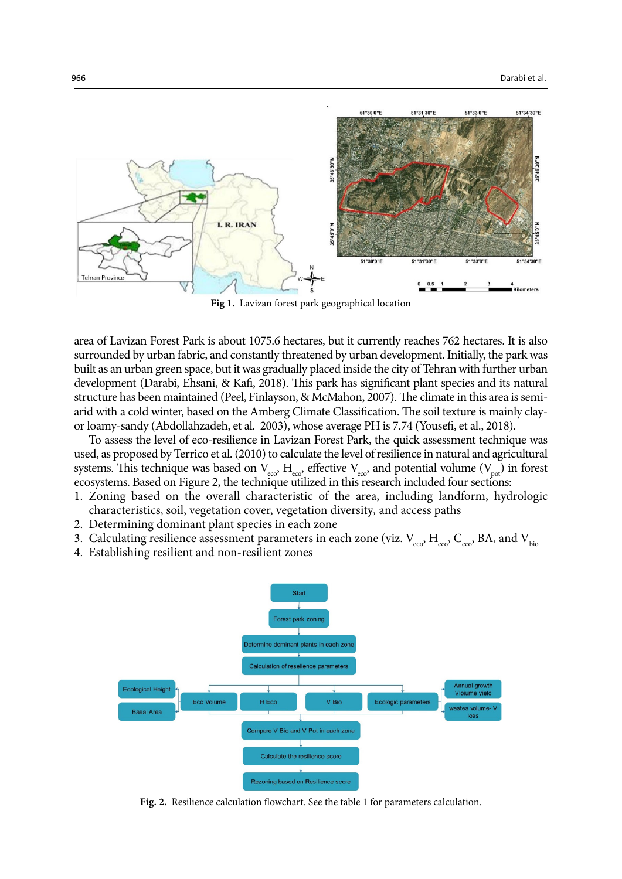Fig 1. Lavizan forest park geographical location

area of Lavizan Forest Park is about 1075.6 hectares, but it currently reaches 762 hectares. It is also surrounded by urban fabric, and constantly threatened by urban development. Initially, the park was built as an urban green space, but it was gradually placed inside the city of Tehran with further urban development (Darabi, Ehsani, & Kafi, 2018). This park has significant plant species and its natural structure has been maintained (Peel, Finlayson, & McMahon, 2007). The climate in this area is semi-arid with a cold winter, based on the Amberg Climate Classification. The soil texture is mainly clay- or loamy-sandy (Abdollahzadeh, et al. 2003), whose average PH is 7.74 (Yousefi, et al., 2018).

To assess the level of eco-resilience in Lavizan Forest Park, the quick assessment technique was used, as proposed by Terrico et al. (2010) to calculate the level of resilience in natural and agricultural systems. This technique was based on $V_{eco}$, $H_{eco}$, effective $V_{eco}$, and potential volume ($V_{pot}$) in forest ecosystems. Based on Figure 2, the technique utilized in this research included four sections:

1. Zoning based on the overall characteristic of the area, including landform, hydrologic characteristics, soil, vegetation cover, vegetation diversity, and access paths
2. Determining dominant plant species in each zone
3. Calculating resilience assessment parameters in each zone (viz. $V_{eco}$, $H_{eco}$, $C_{eco}$, BA, and $V_{bio}$
4. Establishing resilient and non-resilient zones

Fig. 2. Resilience calculation flowchart. See the table 1 for parameters calculation.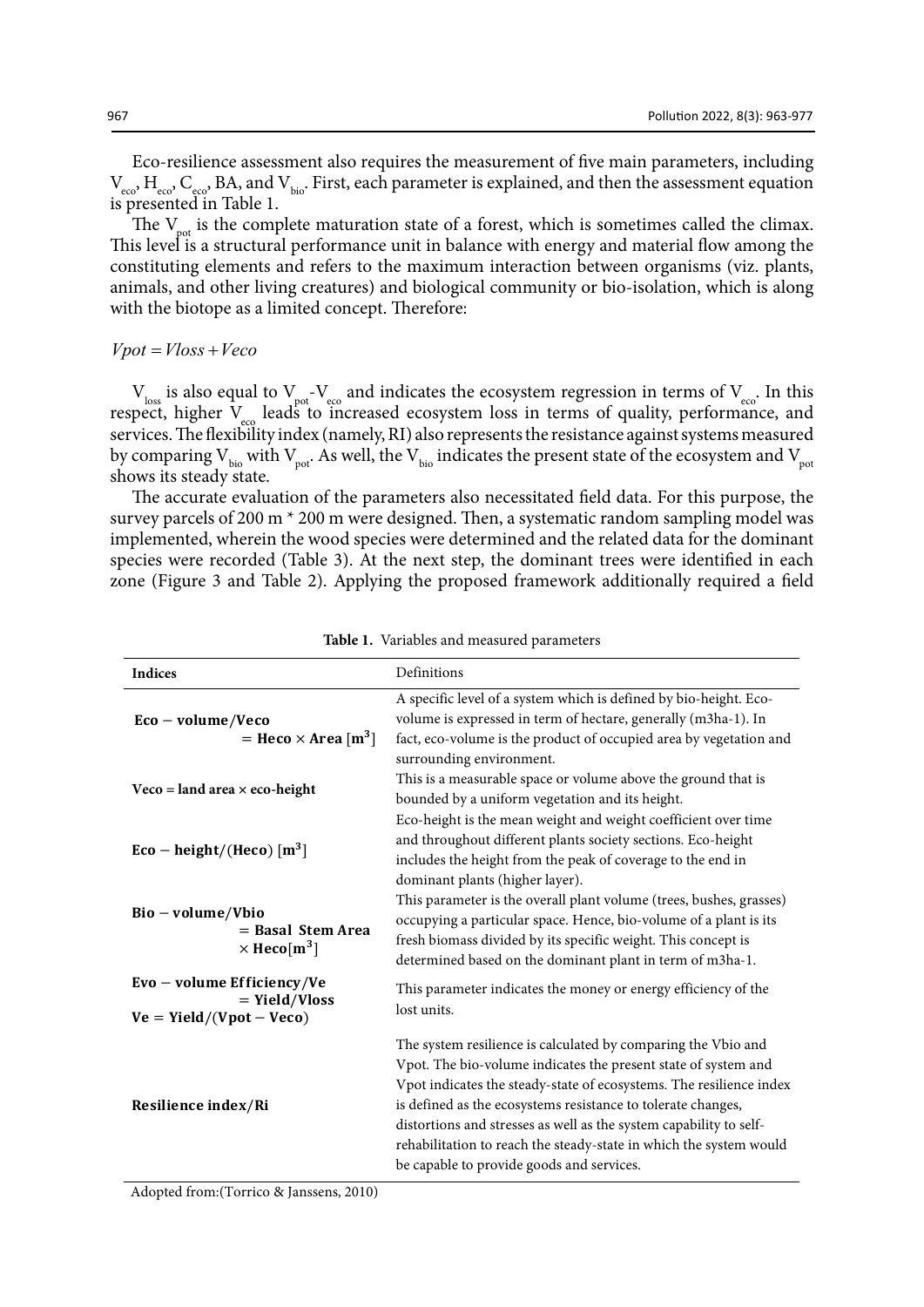Eco-resilience assessment also requires the measurement of five main parameters, including $V_{eco}$, $H_{eco}$, $C_{eco}$, BA, and $V_{bio}$. First, each parameter is explained, and then the assessment equation is presented in Table 1.

The $V_{pot}$ is the complete maturation state of a forest, which is sometimes called the climax. This level is a structural performance unit in balance with energy and material flow among the constituting elements and refers to the maximum interaction between organisms (viz. plants, animals, and other living creatures) and biological community or bio-isolation, which is along with the biotope as a limited concept. Therefore:

$$Vpot = Vloss + Veco$$

$V_{loss}$ is also equal to $V_{pot}$-$V_{eco}$ and indicates the ecosystem regression in terms of $V_{eco}$. In this respect, higher $V_{eco}$ leads to increased ecosystem loss in terms of quality, performance, and services. The flexibility index (namely, RI) also represents the resistance against systems measured by comparing $V_{bio}$ with $V_{pot}$. As well, the $V_{bio}$ indicates the present state of the ecosystem and $V_{pot}$ shows its steady state.

The accurate evaluation of the parameters also necessitated field data. For this purpose, the survey parcels of 200 m * 200 m were designed. Then, a systematic random sampling model was implemented, wherein the wood species were determined and the related data for the dominant species were recorded (Table 3). At the next step, the dominant trees were identified in each zone (Figure 3 and Table 2). Applying the proposed framework additionally required a field

**Table 1.** Variables and measured parameters

| Indices | Definitions |
|---|---|
| **Eco − volume/Veco = Heco × Area** $[\mathbf{m^3}]$ | A specific level of a system which is defined by bio-height. Eco-volume is expressed in term of hectare, generally (m3ha-1). In fact, eco-volume is the product of occupied area by vegetation and surrounding environment. |
| **Veco = land area × eco-height** | This is a measurable space or volume above the ground that is bounded by a uniform vegetation and its height. |
| **Eco − height/(Heco)** $[\mathbf{m^3}]$ | Eco-height is the mean weight and weight coefficient over time and throughout different plants society sections. Eco-height includes the height from the peak of coverage to the end in dominant plants (higher layer). |
| **Bio − volume/Vbio = Basal Stem Area × Heco**$[\mathbf{m^3}]$ | This parameter is the overall plant volume (trees, bushes, grasses) occupying a particular space. Hence, bio-volume of a plant is its fresh biomass divided by its specific weight. This concept is determined based on the dominant plant in term of m3ha-1. |
| **Evo − volume Efficiency/Ve = Yield/Vloss** **Ve = Yield/(Vpot − Veco)** | This parameter indicates the money or energy efficiency of the lost units. |
| **Resilience index/Ri** | The system resilience is calculated by comparing the Vbio and Vpot. The bio-volume indicates the present state of system and Vpot indicates the steady-state of ecosystems. The resilience index is defined as the ecosystems resistance to tolerate changes, distortions and stresses as well as the system capability to self-rehabilitation to reach the steady-state in which the system would be capable to provide goods and services. |

Adopted from:(Torrico & Janssens, 2010)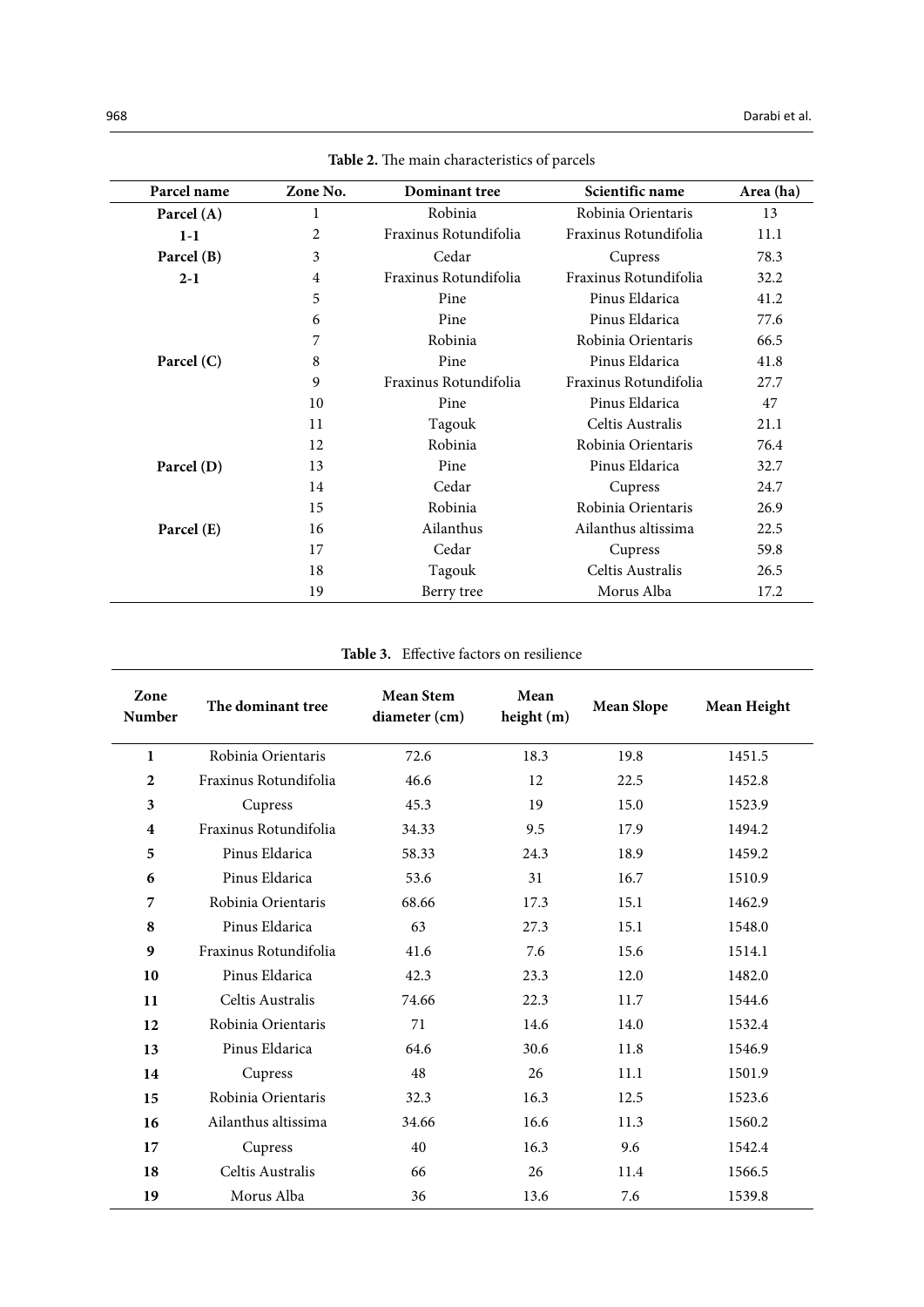**Table 2.** The main characteristics of parcels

| Parcel name | Zone No. | Dominant tree | Scientific name | Area (ha) |
|---|---|---|---|---|
| **Parcel (A)** | 1 | Robinia | Robinia Orientaris | 13 |
| **1-1** | 2 | Fraxinus Rotundifolia | Fraxinus Rotundifolia | 11.1 |
| **Parcel (B)** | 3 | Cedar | Cupress | 78.3 |
| **2-1** | 4 | Fraxinus Rotundifolia | Fraxinus Rotundifolia | 32.2 |
| | 5 | Pine | Pinus Eldarica | 41.2 |
| | 6 | Pine | Pinus Eldarica | 77.6 |
| | 7 | Robinia | Robinia Orientaris | 66.5 |
| **Parcel (C)** | 8 | Pine | Pinus Eldarica | 41.8 |
| | 9 | Fraxinus Rotundifolia | Fraxinus Rotundifolia | 27.7 |
| | 10 | Pine | Pinus Eldarica | 47 |
| | 11 | Tagouk | Celtis Australis | 21.1 |
| | 12 | Robinia | Robinia Orientaris | 76.4 |
| **Parcel (D)** | 13 | Pine | Pinus Eldarica | 32.7 |
| | 14 | Cedar | Cupress | 24.7 |
| | 15 | Robinia | Robinia Orientaris | 26.9 |
| **Parcel (E)** | 16 | Ailanthus | Ailanthus altissima | 22.5 |
| | 17 | Cedar | Cupress | 59.8 |
| | 18 | Tagouk | Celtis Australis | 26.5 |
| | 19 | Berry tree | Morus Alba | 17.2 |

**Table 3.** Effective factors on resilience

| Zone Number | The dominant tree | Mean Stem diameter (cm) | Mean height (m) | Mean Slope | Mean Height |
|---|---|---|---|---|---|
| **1** | Robinia Orientaris | 72.6 | 18.3 | 19.8 | 1451.5 |
| **2** | Fraxinus Rotundifolia | 46.6 | 12 | 22.5 | 1452.8 |
| **3** | Cupress | 45.3 | 19 | 15.0 | 1523.9 |
| **4** | Fraxinus Rotundifolia | 34.33 | 9.5 | 17.9 | 1494.2 |
| **5** | Pinus Eldarica | 58.33 | 24.3 | 18.9 | 1459.2 |
| **6** | Pinus Eldarica | 53.6 | 31 | 16.7 | 1510.9 |
| **7** | Robinia Orientaris | 68.66 | 17.3 | 15.1 | 1462.9 |
| **8** | Pinus Eldarica | 63 | 27.3 | 15.1 | 1548.0 |
| **9** | Fraxinus Rotundifolia | 41.6 | 7.6 | 15.6 | 1514.1 |
| **10** | Pinus Eldarica | 42.3 | 23.3 | 12.0 | 1482.0 |
| **11** | Celtis Australis | 74.66 | 22.3 | 11.7 | 1544.6 |
| **12** | Robinia Orientaris | 71 | 14.6 | 14.0 | 1532.4 |
| **13** | Pinus Eldarica | 64.6 | 30.6 | 11.8 | 1546.9 |
| **14** | Cupress | 48 | 26 | 11.1 | 1501.9 |
| **15** | Robinia Orientaris | 32.3 | 16.3 | 12.5 | 1523.6 |
| **16** | Ailanthus altissima | 34.66 | 16.6 | 11.3 | 1560.2 |
| **17** | Cupress | 40 | 16.3 | 9.6 | 1542.4 |
| **18** | Celtis Australis | 66 | 26 | 11.4 | 1566.5 |
| **19** | Morus Alba | 36 | 13.6 | 7.6 | 1539.8 |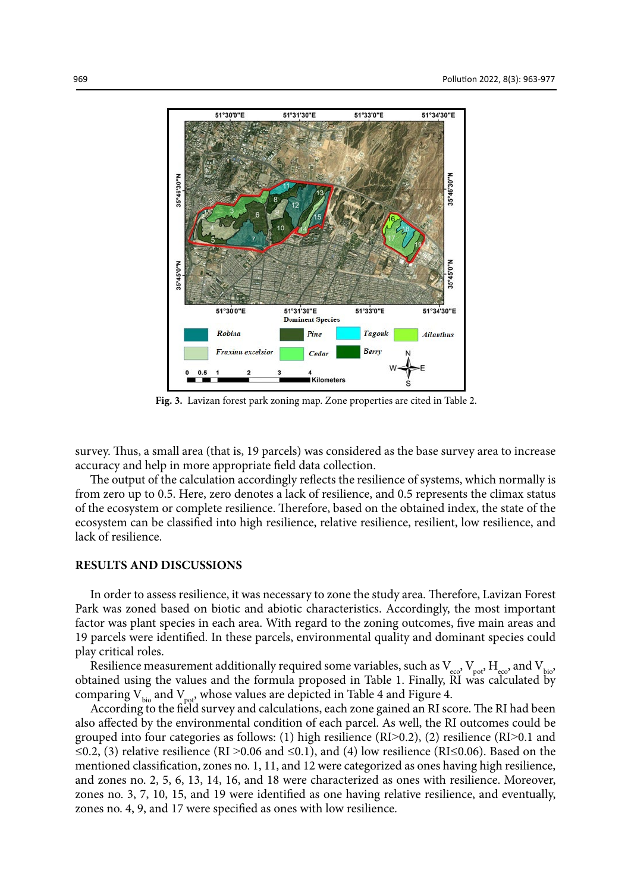Fig. 3. Lavizan forest park zoning map. Zone properties are cited in Table 2.

survey. Thus, a small area (that is, 19 parcels) was considered as the base survey area to increase accuracy and help in more appropriate field data collection.

The output of the calculation accordingly reflects the resilience of systems, which normally is from zero up to 0.5. Here, zero denotes a lack of resilience, and 0.5 represents the climax status of the ecosystem or complete resilience. Therefore, based on the obtained index, the state of the ecosystem can be classified into high resilience, relative resilience, resilient, low resilience, and lack of resilience.

## RESULTS AND DISCUSSIONS

In order to assess resilience, it was necessary to zone the study area. Therefore, Lavizan Forest Park was zoned based on biotic and abiotic characteristics. Accordingly, the most important factor was plant species in each area. With regard to the zoning outcomes, five main areas and 19 parcels were identified. In these parcels, environmental quality and dominant species could play critical roles.

Resilience measurement additionally required some variables, such as $V_{eco}$, $V_{pot}$, $H_{eco}$, and $V_{bio}$, obtained using the values and the formula proposed in Table 1. Finally, RI was calculated by comparing $V_{bio}$ and $V_{pot}$, whose values are depicted in Table 4 and Figure 4.

According to the field survey and calculations, each zone gained an RI score. The RI had been also affected by the environmental condition of each parcel. As well, the RI outcomes could be grouped into four categories as follows: (1) high resilience (RI>0.2), (2) resilience (RI>0.1 and ≤0.2, (3) relative resilience (RI >0.06 and ≤0.1), and (4) low resilience (RI≤0.06). Based on the mentioned classification, zones no. 1, 11, and 12 were categorized as ones having high resilience, and zones no. 2, 5, 6, 13, 14, 16, and 18 were characterized as ones with resilience. Moreover, zones no. 3, 7, 10, 15, and 19 were identified as one having relative resilience, and eventually, zones no. 4, 9, and 17 were specified as ones with low resilience.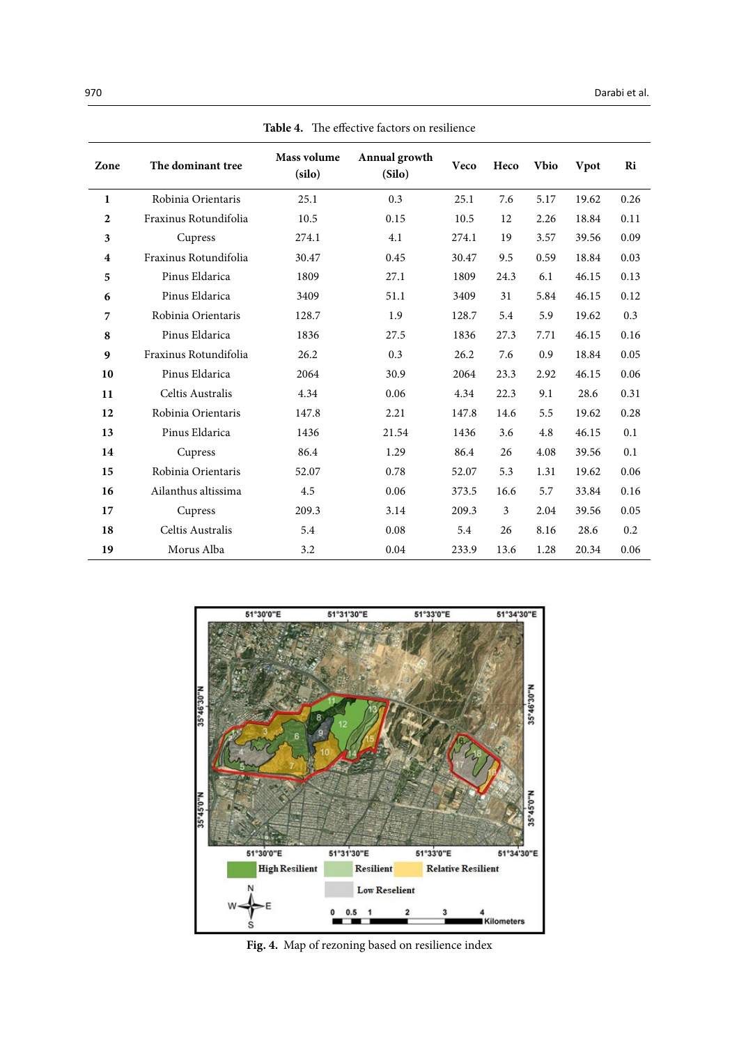**Table 4.** The effective factors on resilience

| Zone | The dominant tree | Mass volume (silo) | Annual growth (Silo) | Veco | Heco | Vbio | Vpot | Ri |
|---|---|---|---|---|---|---|---|---|
| **1** | Robinia Orientaris | 25.1 | 0.3 | 25.1 | 7.6 | 5.17 | 19.62 | 0.26 |
| **2** | Fraxinus Rotundifolia | 10.5 | 0.15 | 10.5 | 12 | 2.26 | 18.84 | 0.11 |
| **3** | Cupress | 274.1 | 4.1 | 274.1 | 19 | 3.57 | 39.56 | 0.09 |
| **4** | Fraxinus Rotundifolia | 30.47 | 0.45 | 30.47 | 9.5 | 0.59 | 18.84 | 0.03 |
| **5** | Pinus Eldarica | 1809 | 27.1 | 1809 | 24.3 | 6.1 | 46.15 | 0.13 |
| **6** | Pinus Eldarica | 3409 | 51.1 | 3409 | 31 | 5.84 | 46.15 | 0.12 |
| **7** | Robinia Orientaris | 128.7 | 1.9 | 128.7 | 5.4 | 5.9 | 19.62 | 0.3 |
| **8** | Pinus Eldarica | 1836 | 27.5 | 1836 | 27.3 | 7.71 | 46.15 | 0.16 |
| **9** | Fraxinus Rotundifolia | 26.2 | 0.3 | 26.2 | 7.6 | 0.9 | 18.84 | 0.05 |
| **10** | Pinus Eldarica | 2064 | 30.9 | 2064 | 23.3 | 2.92 | 46.15 | 0.06 |
| **11** | Celtis Australis | 4.34 | 0.06 | 4.34 | 22.3 | 9.1 | 28.6 | 0.31 |
| **12** | Robinia Orientaris | 147.8 | 2.21 | 147.8 | 14.6 | 5.5 | 19.62 | 0.28 |
| **13** | Pinus Eldarica | 1436 | 21.54 | 1436 | 3.6 | 4.8 | 46.15 | 0.1 |
| **14** | Cupress | 86.4 | 1.29 | 86.4 | 26 | 4.08 | 39.56 | 0.1 |
| **15** | Robinia Orientaris | 52.07 | 0.78 | 52.07 | 5.3 | 1.31 | 19.62 | 0.06 |
| **16** | Ailanthus altissima | 4.5 | 0.06 | 373.5 | 16.6 | 5.7 | 33.84 | 0.16 |
| **17** | Cupress | 209.3 | 3.14 | 209.3 | 3 | 2.04 | 39.56 | 0.05 |
| **18** | Celtis Australis | 5.4 | 0.08 | 5.4 | 26 | 8.16 | 28.6 | 0.2 |
| **19** | Morus Alba | 3.2 | 0.04 | 233.9 | 13.6 | 1.28 | 20.34 | 0.06 |

**Fig. 4.** Map of rezoning based on resilience index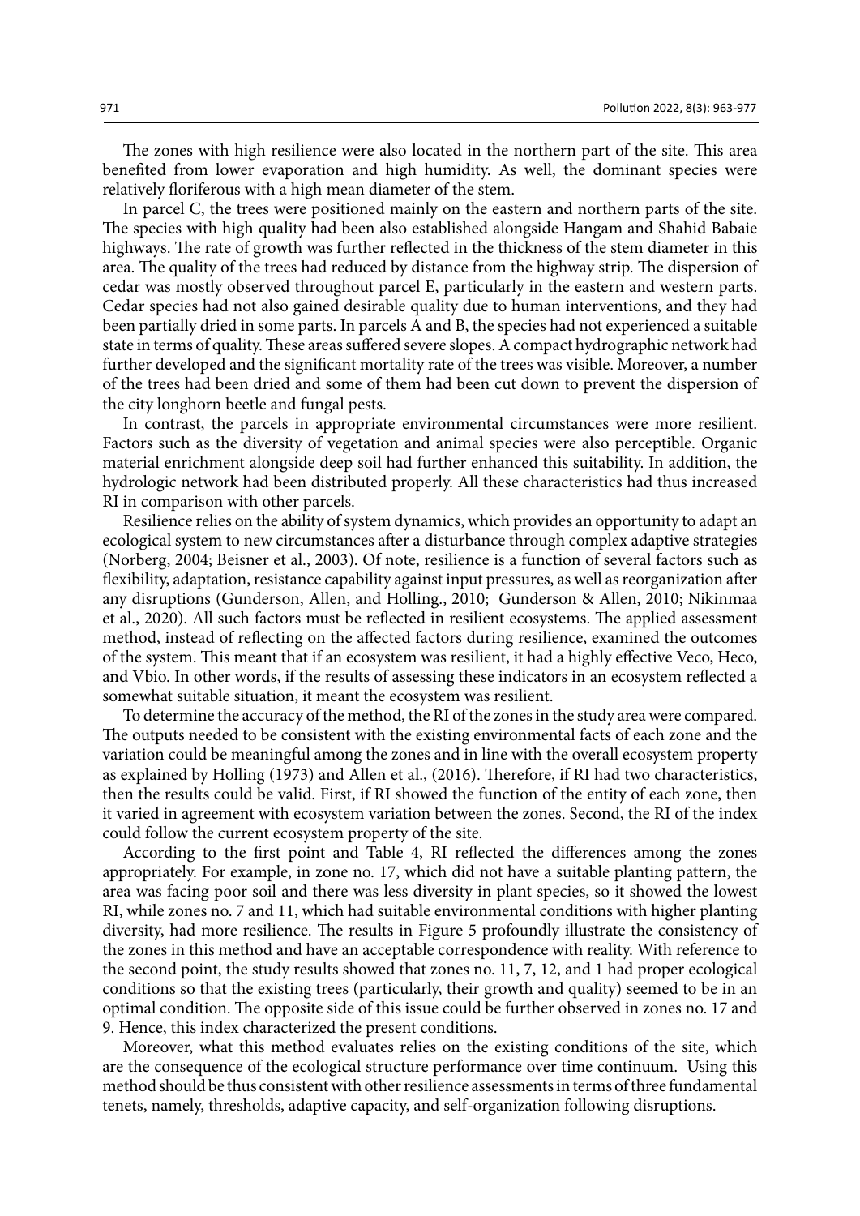The zones with high resilience were also located in the northern part of the site. This area benefited from lower evaporation and high humidity. As well, the dominant species were relatively floriferous with a high mean diameter of the stem.

In parcel C, the trees were positioned mainly on the eastern and northern parts of the site. The species with high quality had been also established alongside Hangam and Shahid Babaie highways. The rate of growth was further reflected in the thickness of the stem diameter in this area. The quality of the trees had reduced by distance from the highway strip. The dispersion of cedar was mostly observed throughout parcel E, particularly in the eastern and western parts. Cedar species had not also gained desirable quality due to human interventions, and they had been partially dried in some parts. In parcels A and B, the species had not experienced a suitable state in terms of quality. These areas suffered severe slopes. A compact hydrographic network had further developed and the significant mortality rate of the trees was visible. Moreover, a number of the trees had been dried and some of them had been cut down to prevent the dispersion of the city longhorn beetle and fungal pests.

In contrast, the parcels in appropriate environmental circumstances were more resilient. Factors such as the diversity of vegetation and animal species were also perceptible. Organic material enrichment alongside deep soil had further enhanced this suitability. In addition, the hydrologic network had been distributed properly. All these characteristics had thus increased RI in comparison with other parcels.

Resilience relies on the ability of system dynamics, which provides an opportunity to adapt an ecological system to new circumstances after a disturbance through complex adaptive strategies (Norberg, 2004; Beisner et al., 2003). Of note, resilience is a function of several factors such as flexibility, adaptation, resistance capability against input pressures, as well as reorganization after any disruptions (Gunderson, Allen, and Holling., 2010; Gunderson & Allen, 2010; Nikinmaa et al., 2020). All such factors must be reflected in resilient ecosystems. The applied assessment method, instead of reflecting on the affected factors during resilience, examined the outcomes of the system. This meant that if an ecosystem was resilient, it had a highly effective Veco, Heco, and Vbio. In other words, if the results of assessing these indicators in an ecosystem reflected a somewhat suitable situation, it meant the ecosystem was resilient.

To determine the accuracy of the method, the RI of the zones in the study area were compared. The outputs needed to be consistent with the existing environmental facts of each zone and the variation could be meaningful among the zones and in line with the overall ecosystem property as explained by Holling (1973) and Allen et al., (2016). Therefore, if RI had two characteristics, then the results could be valid. First, if RI showed the function of the entity of each zone, then it varied in agreement with ecosystem variation between the zones. Second, the RI of the index could follow the current ecosystem property of the site.

According to the first point and Table 4, RI reflected the differences among the zones appropriately. For example, in zone no. 17, which did not have a suitable planting pattern, the area was facing poor soil and there was less diversity in plant species, so it showed the lowest RI, while zones no. 7 and 11, which had suitable environmental conditions with higher planting diversity, had more resilience. The results in Figure 5 profoundly illustrate the consistency of the zones in this method and have an acceptable correspondence with reality. With reference to the second point, the study results showed that zones no. 11, 7, 12, and 1 had proper ecological conditions so that the existing trees (particularly, their growth and quality) seemed to be in an optimal condition. The opposite side of this issue could be further observed in zones no. 17 and 9. Hence, this index characterized the present conditions.

Moreover, what this method evaluates relies on the existing conditions of the site, which are the consequence of the ecological structure performance over time continuum. Using this method should be thus consistent with other resilience assessments in terms of three fundamental tenets, namely, thresholds, adaptive capacity, and self-organization following disruptions.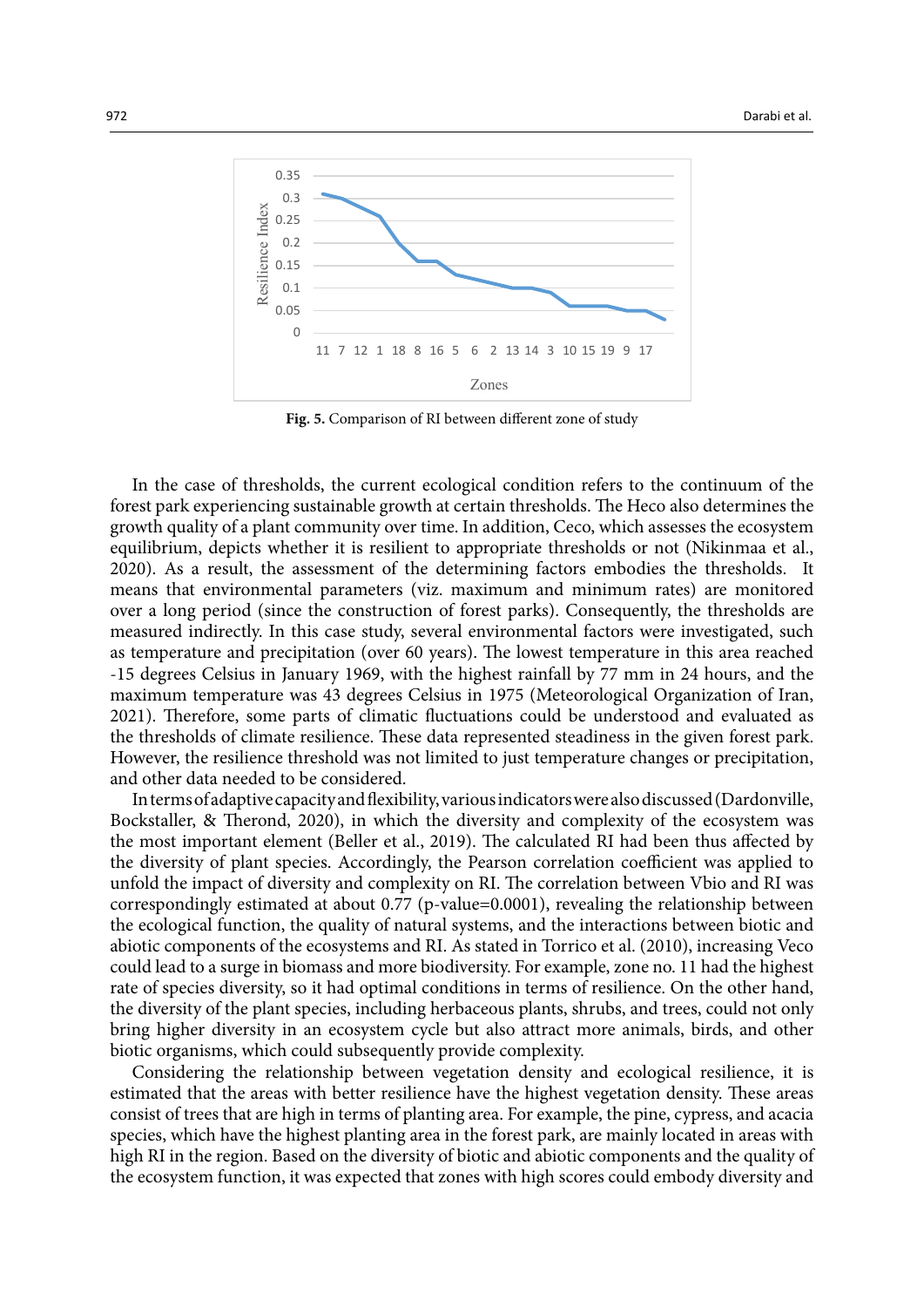**Fig. 5.** Comparison of RI between different zone of study

In the case of thresholds, the current ecological condition refers to the continuum of the forest park experiencing sustainable growth at certain thresholds. The Heco also determines the growth quality of a plant community over time. In addition, Ceco, which assesses the ecosystem equilibrium, depicts whether it is resilient to appropriate thresholds or not (Nikinmaa et al., 2020). As a result, the assessment of the determining factors embodies the thresholds. It means that environmental parameters (viz. maximum and minimum rates) are monitored over a long period (since the construction of forest parks). Consequently, the thresholds are measured indirectly. In this case study, several environmental factors were investigated, such as temperature and precipitation (over 60 years). The lowest temperature in this area reached -15 degrees Celsius in January 1969, with the highest rainfall by 77 mm in 24 hours, and the maximum temperature was 43 degrees Celsius in 1975 (Meteorological Organization of Iran, 2021). Therefore, some parts of climatic fluctuations could be understood and evaluated as the thresholds of climate resilience. These data represented steadiness in the given forest park. However, the resilience threshold was not limited to just temperature changes or precipitation, and other data needed to be considered.

In terms of adaptive capacity and flexibility, various indicators were also discussed (Dardonville, Bockstaller, & Therond, 2020), in which the diversity and complexity of the ecosystem was the most important element (Beller et al., 2019). The calculated RI had been thus affected by the diversity of plant species. Accordingly, the Pearson correlation coefficient was applied to unfold the impact of diversity and complexity on RI. The correlation between Vbio and RI was correspondingly estimated at about 0.77 (p-value=0.0001), revealing the relationship between the ecological function, the quality of natural systems, and the interactions between biotic and abiotic components of the ecosystems and RI. As stated in Torrico et al. (2010), increasing Veco could lead to a surge in biomass and more biodiversity. For example, zone no. 11 had the highest rate of species diversity, so it had optimal conditions in terms of resilience. On the other hand, the diversity of the plant species, including herbaceous plants, shrubs, and trees, could not only bring higher diversity in an ecosystem cycle but also attract more animals, birds, and other biotic organisms, which could subsequently provide complexity.

Considering the relationship between vegetation density and ecological resilience, it is estimated that the areas with better resilience have the highest vegetation density. These areas consist of trees that are high in terms of planting area. For example, the pine, cypress, and acacia species, which have the highest planting area in the forest park, are mainly located in areas with high RI in the region. Based on the diversity of biotic and abiotic components and the quality of the ecosystem function, it was expected that zones with high scores could embody diversity and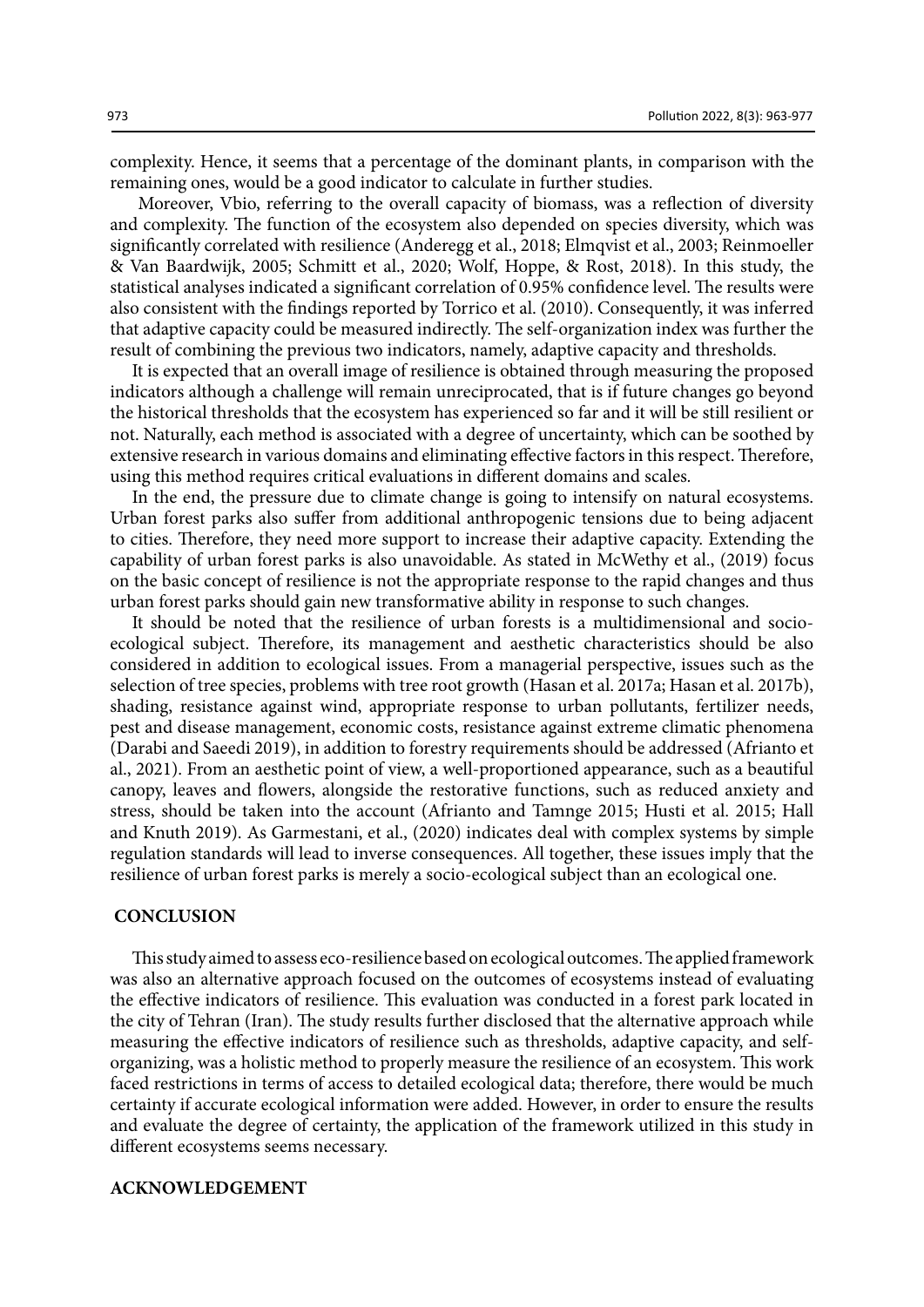complexity. Hence, it seems that a percentage of the dominant plants, in comparison with the remaining ones, would be a good indicator to calculate in further studies.

Moreover, Vbio, referring to the overall capacity of biomass, was a reflection of diversity and complexity. The function of the ecosystem also depended on species diversity, which was significantly correlated with resilience (Anderegg et al., 2018; Elmqvist et al., 2003; Reinmoeller & Van Baardwijk, 2005; Schmitt et al., 2020; Wolf, Hoppe, & Rost, 2018). In this study, the statistical analyses indicated a significant correlation of 0.95% confidence level. The results were also consistent with the findings reported by Torrico et al. (2010). Consequently, it was inferred that adaptive capacity could be measured indirectly. The self-organization index was further the result of combining the previous two indicators, namely, adaptive capacity and thresholds.

It is expected that an overall image of resilience is obtained through measuring the proposed indicators although a challenge will remain unreciprocated, that is if future changes go beyond the historical thresholds that the ecosystem has experienced so far and it will be still resilient or not. Naturally, each method is associated with a degree of uncertainty, which can be soothed by extensive research in various domains and eliminating effective factors in this respect. Therefore, using this method requires critical evaluations in different domains and scales.

In the end, the pressure due to climate change is going to intensify on natural ecosystems. Urban forest parks also suffer from additional anthropogenic tensions due to being adjacent to cities. Therefore, they need more support to increase their adaptive capacity. Extending the capability of urban forest parks is also unavoidable. As stated in McWethy et al., (2019) focus on the basic concept of resilience is not the appropriate response to the rapid changes and thus urban forest parks should gain new transformative ability in response to such changes.

It should be noted that the resilience of urban forests is a multidimensional and socio-ecological subject. Therefore, its management and aesthetic characteristics should be also considered in addition to ecological issues. From a managerial perspective, issues such as the selection of tree species, problems with tree root growth (Hasan et al. 2017a; Hasan et al. 2017b), shading, resistance against wind, appropriate response to urban pollutants, fertilizer needs, pest and disease management, economic costs, resistance against extreme climatic phenomena (Darabi and Saeedi 2019), in addition to forestry requirements should be addressed (Afrianto et al., 2021). From an aesthetic point of view, a well-proportioned appearance, such as a beautiful canopy, leaves and flowers, alongside the restorative functions, such as reduced anxiety and stress, should be taken into the account (Afrianto and Tamnge 2015; Husti et al. 2015; Hall and Knuth 2019). As Garmestani, et al., (2020) indicates deal with complex systems by simple regulation standards will lead to inverse consequences. All together, these issues imply that the resilience of urban forest parks is merely a socio-ecological subject than an ecological one.

## CONCLUSION

This study aimed to assess eco-resilience based on ecological outcomes. The applied framework was also an alternative approach focused on the outcomes of ecosystems instead of evaluating the effective indicators of resilience. This evaluation was conducted in a forest park located in the city of Tehran (Iran). The study results further disclosed that the alternative approach while measuring the effective indicators of resilience such as thresholds, adaptive capacity, and self-organizing, was a holistic method to properly measure the resilience of an ecosystem. This work faced restrictions in terms of access to detailed ecological data; therefore, there would be much certainty if accurate ecological information were added. However, in order to ensure the results and evaluate the degree of certainty, the application of the framework utilized in this study in different ecosystems seems necessary.

## ACKNOWLEDGEMENT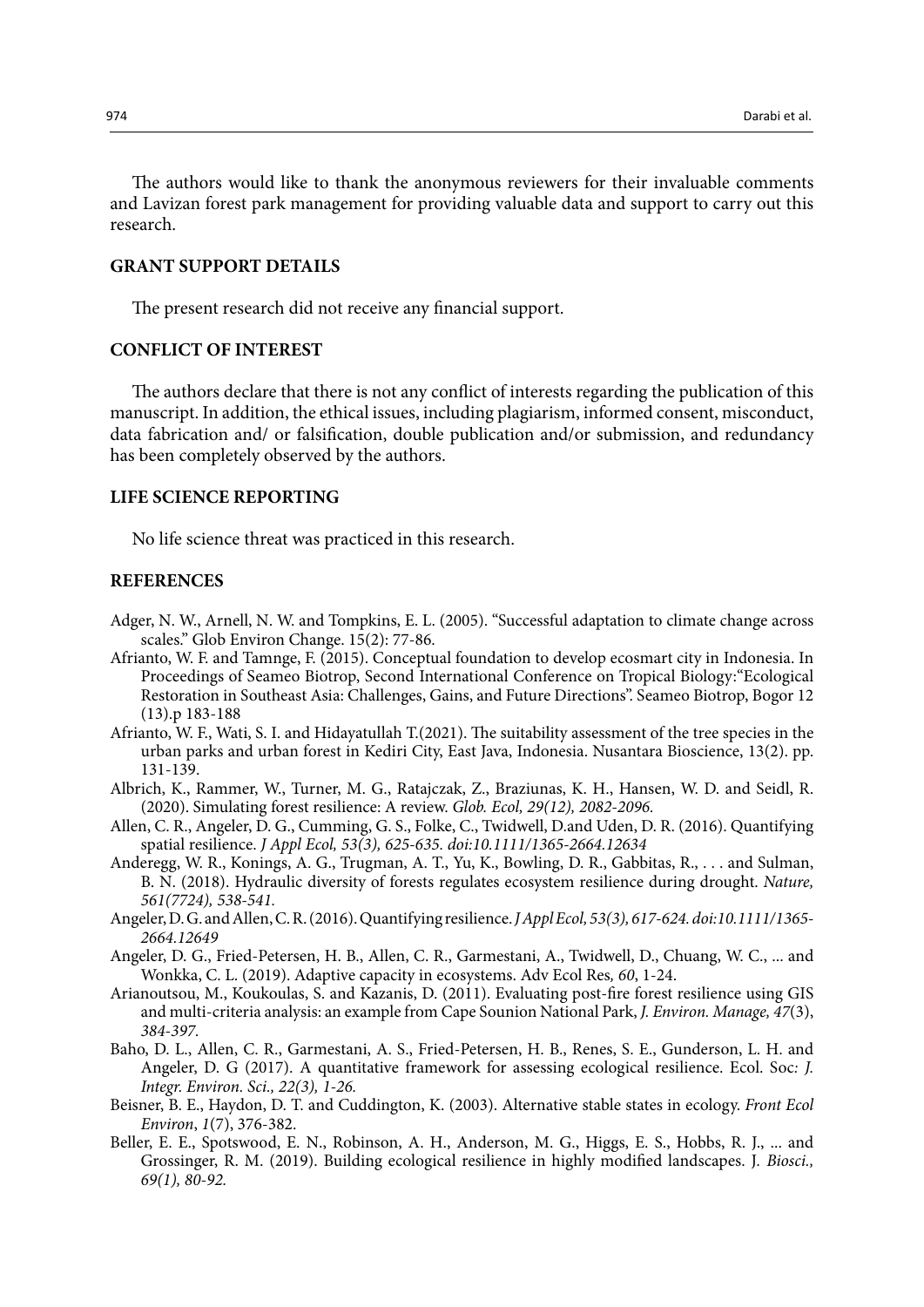The authors would like to thank the anonymous reviewers for their invaluable comments and Lavizan forest park management for providing valuable data and support to carry out this research.

## GRANT SUPPORT DETAILS

The present research did not receive any financial support.

## CONFLICT OF INTEREST

The authors declare that there is not any conflict of interests regarding the publication of this manuscript. In addition, the ethical issues, including plagiarism, informed consent, misconduct, data fabrication and/ or falsification, double publication and/or submission, and redundancy has been completely observed by the authors.

## LIFE SCIENCE REPORTING

No life science threat was practiced in this research.

## REFERENCES

Adger, N. W., Arnell, N. W. and Tompkins, E. L. (2005). "Successful adaptation to climate change across scales." Glob Environ Change. 15(2): 77-86.

Afrianto, W. F. and Tamnge, F. (2015). Conceptual foundation to develop ecosmart city in Indonesia. In Proceedings of Seameo Biotrop, Second International Conference on Tropical Biology:"Ecological Restoration in Southeast Asia: Challenges, Gains, and Future Directions". Seameo Biotrop, Bogor 12 (13).p 183-188

Afrianto, W. F., Wati, S. I. and Hidayatullah T.(2021). The suitability assessment of the tree species in the urban parks and urban forest in Kediri City, East Java, Indonesia. Nusantara Bioscience, 13(2). pp. 131-139.

Albrich, K., Rammer, W., Turner, M. G., Ratajczak, Z., Braziunas, K. H., Hansen, W. D. and Seidl, R. (2020). Simulating forest resilience: A review. *Glob. Ecol, 29(12), 2082-2096.*

Allen, C. R., Angeler, D. G., Cumming, G. S., Folke, C., Twidwell, D.and Uden, D. R. (2016). Quantifying spatial resilience. *J Appl Ecol, 53(3), 625-635. doi:10.1111/1365-2664.12634*

Anderegg, W. R., Konings, A. G., Trugman, A. T., Yu, K., Bowling, D. R., Gabbitas, R., . . . and Sulman, B. N. (2018). Hydraulic diversity of forests regulates ecosystem resilience during drought. *Nature, 561(7724), 538-541.*

Angeler, D. G. and Allen, C. R. (2016). Quantifying resilience. *J Appl Ecol, 53(3), 617-624. doi:10.1111/1365-2664.12649*

Angeler, D. G., Fried-Petersen, H. B., Allen, C. R., Garmestani, A., Twidwell, D., Chuang, W. C., ... and Wonkka, C. L. (2019). Adaptive capacity in ecosystems. Adv Ecol Res*, 60*, 1-24.

Arianoutsou, M., Koukoulas, S. and Kazanis, D. (2011). Evaluating post-fire forest resilience using GIS and multi-criteria analysis: an example from Cape Sounion National Park, *J. Environ. Manage, 47*(3), *384-397.*

Baho, D. L., Allen, C. R., Garmestani, A. S., Fried-Petersen, H. B., Renes, S. E., Gunderson, L. H. and Angeler, D. G (2017). A quantitative framework for assessing ecological resilience. Ecol. Soc*: J. Integr. Environ. Sci., 22(3), 1-26.*

Beisner, B. E., Haydon, D. T. and Cuddington, K. (2003). Alternative stable states in ecology. *Front Ecol Environ*, *1*(7), 376-382.

Beller, E. E., Spotswood, E. N., Robinson, A. H., Anderson, M. G., Higgs, E. S., Hobbs, R. J., ... and Grossinger, R. M. (2019). Building ecological resilience in highly modified landscapes. J*. Biosci., 69(1), 80-92.*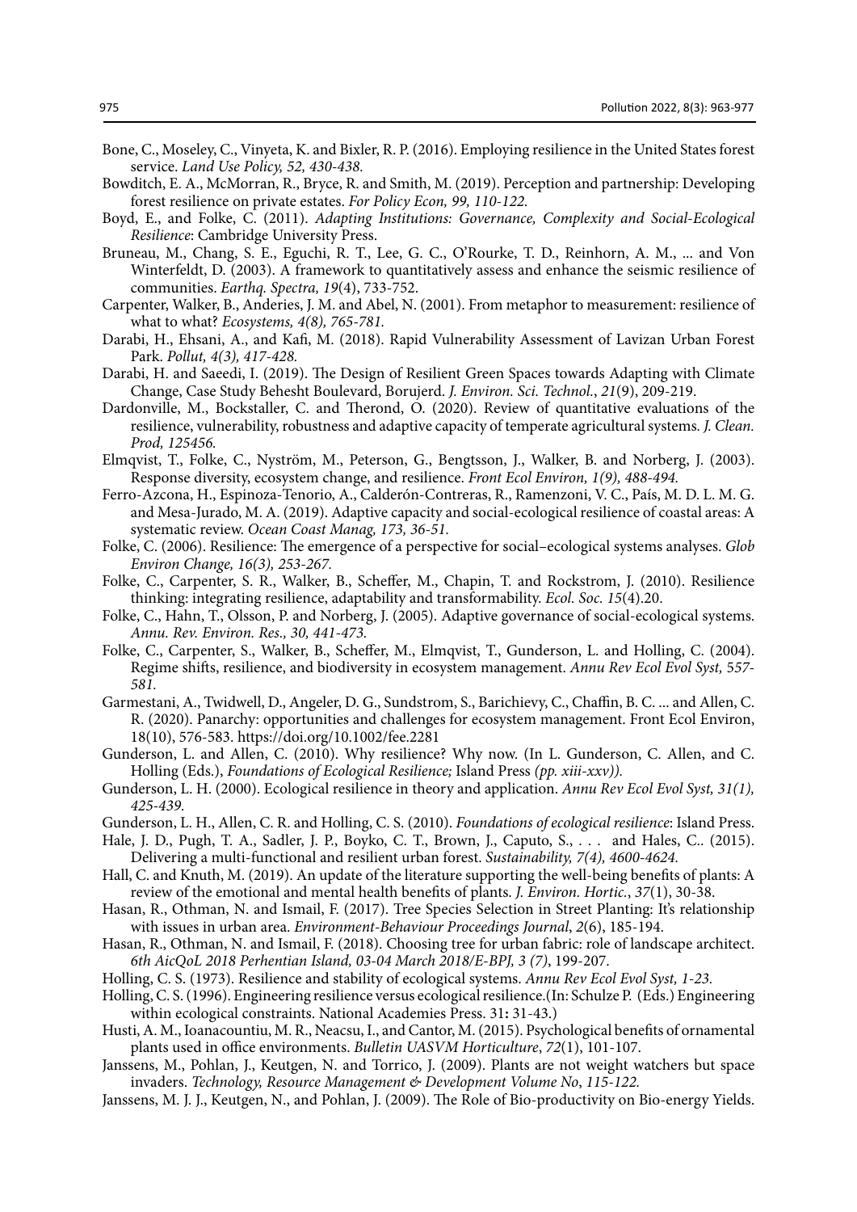Bone, C., Moseley, C., Vinyeta, K. and Bixler, R. P. (2016). Employing resilience in the United States forest service. *Land Use Policy, 52, 430-438.*

Bowditch, E. A., McMorran, R., Bryce, R. and Smith, M. (2019). Perception and partnership: Developing forest resilience on private estates. *For Policy Econ, 99, 110-122.*

Boyd, E., and Folke, C. (2011). *Adapting Institutions: Governance, Complexity and Social-Ecological Resilience*: Cambridge University Press.

Bruneau, M., Chang, S. E., Eguchi, R. T., Lee, G. C., O'Rourke, T. D., Reinhorn, A. M., ... and Von Winterfeldt, D. (2003). A framework to quantitatively assess and enhance the seismic resilience of communities. *Earthq. Spectra, 19*(4), 733-752.

Carpenter, Walker, B., Anderies, J. M. and Abel, N. (2001). From metaphor to measurement: resilience of what to what? *Ecosystems, 4(8), 765-781.*

Darabi, H., Ehsani, A., and Kafi, M. (2018). Rapid Vulnerability Assessment of Lavizan Urban Forest Park. *Pollut, 4(3), 417-428.*

Darabi, H. and Saeedi, I. (2019). The Design of Resilient Green Spaces towards Adapting with Climate Change, Case Study Behesht Boulevard, Borujerd. *J. Environ. Sci. Technol.*, *21*(9), 209-219.

Dardonville, M., Bockstaller, C. and Therond, O. (2020). Review of quantitative evaluations of the resilience, vulnerability, robustness and adaptive capacity of temperate agricultural systems. *J. Clean. Prod, 125456.*

Elmqvist, T., Folke, C., Nyström, M., Peterson, G., Bengtsson, J., Walker, B. and Norberg, J. (2003). Response diversity, ecosystem change, and resilience. *Front Ecol Environ, 1(9), 488-494.*

Ferro-Azcona, H., Espinoza-Tenorio, A., Calderón-Contreras, R., Ramenzoni, V. C., País, M. D. L. M. G. and Mesa-Jurado, M. A. (2019). Adaptive capacity and social-ecological resilience of coastal areas: A systematic review. *Ocean Coast Manag, 173, 36-51.*

Folke, C. (2006). Resilience: The emergence of a perspective for social–ecological systems analyses. *Glob Environ Change, 16(3), 253-267.*

Folke, C., Carpenter, S. R., Walker, B., Scheffer, M., Chapin, T. and Rockstrom, J. (2010). Resilience thinking: integrating resilience, adaptability and transformability. *Ecol. Soc. 15*(4).20.

Folke, C., Hahn, T., Olsson, P. and Norberg, J. (2005). Adaptive governance of social-ecological systems. *Annu. Rev. Environ. Res., 30, 441-473.*

Folke, C., Carpenter, S., Walker, B., Scheffer, M., Elmqvist, T., Gunderson, L. and Holling, C. (2004). Regime shifts, resilience, and biodiversity in ecosystem management. *Annu Rev Ecol Evol Syst, 557-581.*

Garmestani, A., Twidwell, D., Angeler, D. G., Sundstrom, S., Barichievy, C., Chaffin, B. C. ... and Allen, C. R. (2020). Panarchy: opportunities and challenges for ecosystem management. Front Ecol Environ, 18(10), 576-583. https://doi.org/10.1002/fee.2281

Gunderson, L. and Allen, C. (2010). Why resilience? Why now. (In L. Gunderson, C. Allen, and C. Holling (Eds.), *Foundations of Ecological Resilience;* Island Press *(pp. xiii-xxv)).*

Gunderson, L. H. (2000). Ecological resilience in theory and application. *Annu Rev Ecol Evol Syst, 31(1), 425-439.*

Gunderson, L. H., Allen, C. R. and Holling, C. S. (2010). *Foundations of ecological resilience*: Island Press.

Hale, J. D., Pugh, T. A., Sadler, J. P., Boyko, C. T., Brown, J., Caputo, S., . . . and Hales, C.. (2015). Delivering a multi-functional and resilient urban forest. *Sustainability, 7(4), 4600-4624.*

Hall, C. and Knuth, M. (2019). An update of the literature supporting the well-being benefits of plants: A review of the emotional and mental health benefits of plants. *J. Environ. Hortic.*, *37*(1), 30-38.

Hasan, R., Othman, N. and Ismail, F. (2017). Tree Species Selection in Street Planting: It's relationship with issues in urban area. *Environment-Behaviour Proceedings Journal*, *2*(6), 185-194.

Hasan, R., Othman, N. and Ismail, F. (2018). Choosing tree for urban fabric: role of landscape architect. *6th AicQoL 2018 Perhentian Island, 03-04 March 2018/E-BPJ, 3 (7)*, 199-207.

Holling, C. S. (1973). Resilience and stability of ecological systems. *Annu Rev Ecol Evol Syst, 1-23.*

Holling, C. S. (1996). Engineering resilience versus ecological resilience.(In: Schulze P. (Eds.) Engineering within ecological constraints. National Academies Press. 31**:** 31-43.)

Husti, A. M., Ioanacountiu, M. R., Neacsu, I., and Cantor, M. (2015). Psychological benefits of ornamental plants used in office environments. *Bulletin UASVM Horticulture*, *72*(1), 101-107.

Janssens, M., Pohlan, J., Keutgen, N. and Torrico, J. (2009). Plants are not weight watchers but space invaders. *Technology, Resource Management & Development Volume No*, *115-122.*

Janssens, M. J. J., Keutgen, N., and Pohlan, J. (2009). The Role of Bio-productivity on Bio-energy Yields.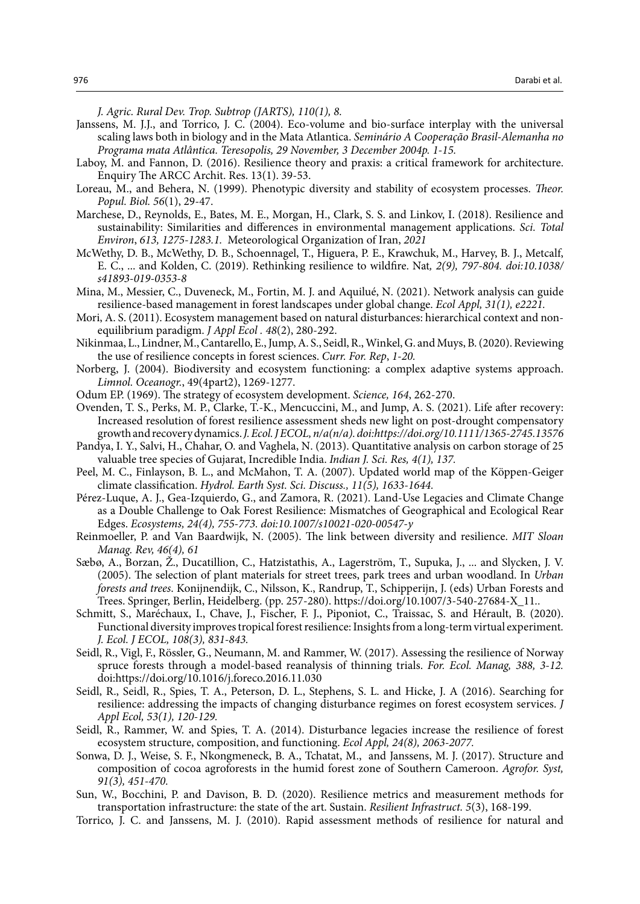*J. Agric. Rural Dev. Trop. Subtrop (JARTS), 110(1), 8.*

Janssens, M. J.J., and Torrico, J. C. (2004). Eco-volume and bio-surface interplay with the universal scaling laws both in biology and in the Mata Atlantica. *Seminário A Cooperação Brasil-Alemanha no Programa mata Atlântica. Teresopolis, 29 November, 3 December 2004p. 1-15.*

Laboy, M. and Fannon, D. (2016). Resilience theory and praxis: a critical framework for architecture. Enquiry The ARCC Archit. Res. 13(1). 39-53.

Loreau, M., and Behera, N. (1999). Phenotypic diversity and stability of ecosystem processes. *Theor. Popul. Biol. 56*(1), 29-47.

Marchese, D., Reynolds, E., Bates, M. E., Morgan, H., Clark, S. S. and Linkov, I. (2018). Resilience and sustainability: Similarities and differences in environmental management applications. *Sci. Total Environ*, *613, 1275-1283.1.* Meteorological Organization of Iran, *2021*

McWethy, D. B., McWethy, D. B., Schoennagel, T., Higuera, P. E., Krawchuk, M., Harvey, B. J., Metcalf, E. C., ... and Kolden, C. (2019). Rethinking resilience to wildfire. Nat*, 2(9), 797-804. doi:10.1038/s41893-019-0353-8*

Mina, M., Messier, C., Duveneck, M., Fortin, M. J. and Aquilué, N. (2021). Network analysis can guide resilience-based management in forest landscapes under global change. *Ecol Appl, 31(1), e2221.*

Mori, A. S. (2011). Ecosystem management based on natural disturbances: hierarchical context and non-equilibrium paradigm. *J Appl Ecol . 48*(2), 280-292.

Nikinmaa, L., Lindner, M., Cantarello, E., Jump, A. S., Seidl, R., Winkel, G. and Muys, B. (2020). Reviewing the use of resilience concepts in forest sciences. *Curr. For. Rep*, *1-20.*

Norberg, J. (2004). Biodiversity and ecosystem functioning: a complex adaptive systems approach. *Limnol. Oceanogr.*, 49(4part2), 1269-1277.

Odum EP. (1969). The strategy of ecosystem development. *Science, 164*, 262-270.

Ovenden, T. S., Perks, M. P., Clarke, T.-K., Mencuccini, M., and Jump, A. S. (2021). Life after recovery: Increased resolution of forest resilience assessment sheds new light on post-drought compensatory growth and recovery dynamics. *J. Ecol. J ECOL, n/a(n/a). doi:https://doi.org/10.1111/1365-2745.13576*

Pandya, I. Y., Salvi, H., Chahar, O. and Vaghela, N. (2013). Quantitative analysis on carbon storage of 25 valuable tree species of Gujarat, Incredible India. *Indian J. Sci. Res, 4(1), 137.*

Peel, M. C., Finlayson, B. L., and McMahon, T. A. (2007). Updated world map of the Köppen-Geiger climate classification. *Hydrol. Earth Syst. Sci. Discuss., 11(5), 1633-1644.*

Pérez-Luque, A. J., Gea-Izquierdo, G., and Zamora, R. (2021). Land-Use Legacies and Climate Change as a Double Challenge to Oak Forest Resilience: Mismatches of Geographical and Ecological Rear Edges. *Ecosystems, 24(4), 755-773. doi:10.1007/s10021-020-00547-y*

Reinmoeller, P. and Van Baardwijk, N. (2005). The link between diversity and resilience. *MIT Sloan Manag. Rev, 46(4), 61*

Sæbø, A., Borzan, Ž., Ducatillion, C., Hatzistathis, A., Lagerström, T., Supuka, J., ... and Slycken, J. V. (2005). The selection of plant materials for street trees, park trees and urban woodland. In *Urban forests and trees*. Konijnendijk, C., Nilsson, K., Randrup, T., Schipperijn, J. (eds) Urban Forests and Trees. Springer, Berlin, Heidelberg. (pp. 257-280). https://doi.org/10.1007/3-540-27684-X_11..

Schmitt, S., Maréchaux, I., Chave, J., Fischer, F. J., Piponiot, C., Traissac, S. and Hérault, B. (2020). Functional diversity improves tropical forest resilience: Insights from a long-term virtual experiment. *J. Ecol. J ECOL, 108(3), 831-843.*

Seidl, R., Vigl, F., Rössler, G., Neumann, M. and Rammer, W. (2017). Assessing the resilience of Norway spruce forests through a model-based reanalysis of thinning trials. *For. Ecol. Manag, 388, 3-12.* doi:https://doi.org/10.1016/j.foreco.2016.11.030

Seidl, R., Seidl, R., Spies, T. A., Peterson, D. L., Stephens, S. L. and Hicke, J. A (2016). Searching for resilience: addressing the impacts of changing disturbance regimes on forest ecosystem services. *J Appl Ecol, 53(1), 120-129.*

Seidl, R., Rammer, W. and Spies, T. A. (2014). Disturbance legacies increase the resilience of forest ecosystem structure, composition, and functioning. *Ecol Appl, 24(8), 2063-2077.*

Sonwa, D. J., Weise, S. F., Nkongmeneck, B. A., Tchatat, M., and Janssens, M. J. (2017). Structure and composition of cocoa agroforests in the humid forest zone of Southern Cameroon. *Agrofor. Syst, 91(3), 451-470.*

Sun, W., Bocchini, P. and Davison, B. D. (2020). Resilience metrics and measurement methods for transportation infrastructure: the state of the art. Sustain. *Resilient Infrastruct. 5*(3), 168-199.

Torrico, J. C. and Janssens, M. J. (2010). Rapid assessment methods of resilience for natural and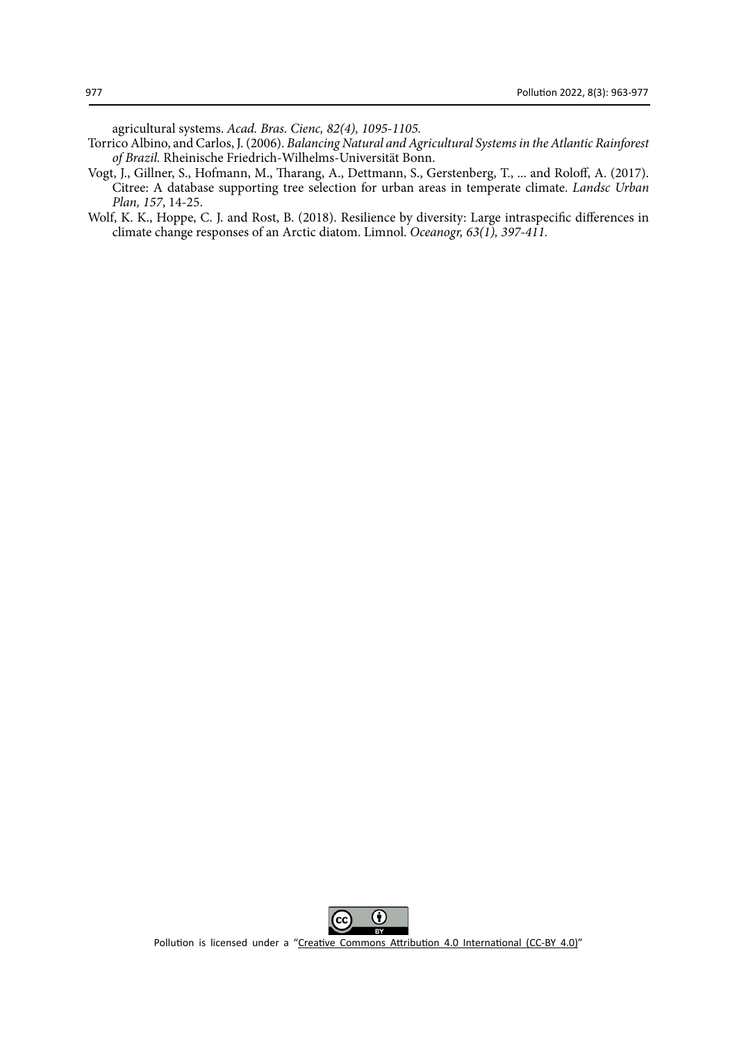agricultural systems. *Acad. Bras. Cienc, 82(4), 1095-1105.*

Torrico Albino, and Carlos, J. (2006). *Balancing Natural and Agricultural Systems in the Atlantic Rainforest of Brazil.* Rheinische Friedrich-Wilhelms-Universität Bonn.

Vogt, J., Gillner, S., Hofmann, M., Tharang, A., Dettmann, S., Gerstenberg, T., ... and Roloff, A. (2017). Citree: A database supporting tree selection for urban areas in temperate climate. *Landsc Urban Plan, 157*, 14-25.

Wolf, K. K., Hoppe, C. J. and Rost, B. (2018). Resilience by diversity: Large intraspecific differences in climate change responses of an Arctic diatom. Limnol. *Oceanogr, 63(1), 397-411.*

Pollution is licensed under a "Creative Commons Attribution 4.0 International (CC-BY 4.0)"